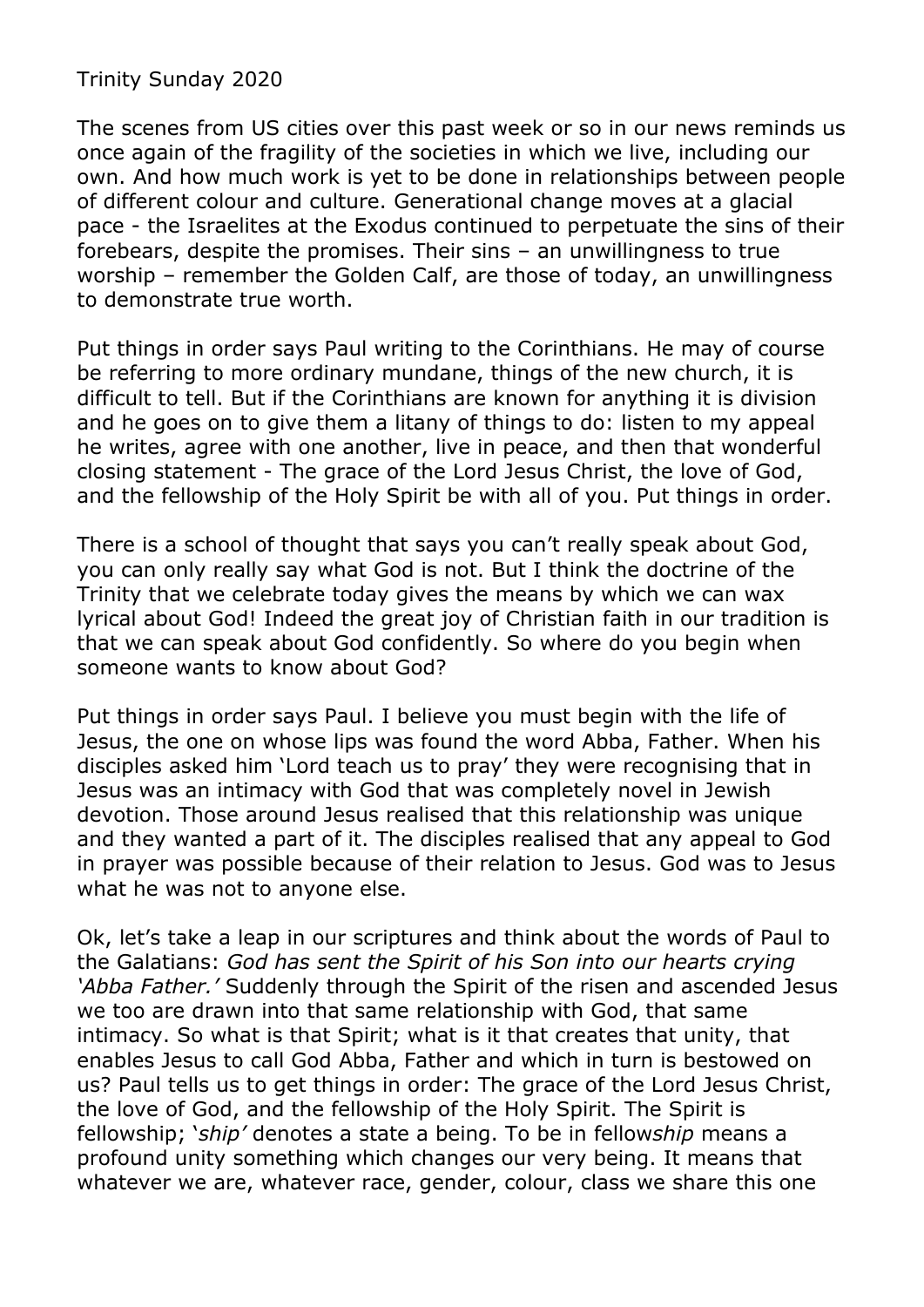Trinity Sunday 2020

The scenes from US cities over this past week or so in our news reminds us once again of the fragility of the societies in which we live, including our own. And how much work is yet to be done in relationships between people of different colour and culture. Generational change moves at a glacial pace - the Israelites at the Exodus continued to perpetuate the sins of their forebears, despite the promises. Their sins – an unwillingness to true worship – remember the Golden Calf, are those of today, an unwillingness to demonstrate true worth.

Put things in order says Paul writing to the Corinthians. He may of course be referring to more ordinary mundane, things of the new church, it is difficult to tell. But if the Corinthians are known for anything it is division and he goes on to give them a litany of things to do: listen to my appeal he writes, agree with one another, live in peace, and then that wonderful closing statement - The grace of the Lord Jesus Christ, the love of God, and the fellowship of the Holy Spirit be with all of you. Put things in order.

There is a school of thought that says you can't really speak about God, you can only really say what God is not. But I think the doctrine of the Trinity that we celebrate today gives the means by which we can wax lyrical about God! Indeed the great joy of Christian faith in our tradition is that we can speak about God confidently. So where do you begin when someone wants to know about God?

Put things in order says Paul. I believe you must begin with the life of Jesus, the one on whose lips was found the word Abba, Father. When his disciples asked him 'Lord teach us to pray' they were recognising that in Jesus was an intimacy with God that was completely novel in Jewish devotion. Those around Jesus realised that this relationship was unique and they wanted a part of it. The disciples realised that any appeal to God in prayer was possible because of their relation to Jesus. God was to Jesus what he was not to anyone else.

Ok, let's take a leap in our scriptures and think about the words of Paul to the Galatians: *God has sent the Spirit of his Son into our hearts crying 'Abba Father.'* Suddenly through the Spirit of the risen and ascended Jesus we too are drawn into that same relationship with God, that same intimacy. So what is that Spirit; what is it that creates that unity, that enables Jesus to call God Abba, Father and which in turn is bestowed on us? Paul tells us to get things in order: The grace of the Lord Jesus Christ, the love of God, and the fellowship of the Holy Spirit. The Spirit is fellowship; '*ship'* denotes a state a being. To be in fellow*ship* means a profound unity something which changes our very being. It means that whatever we are, whatever race, gender, colour, class we share this one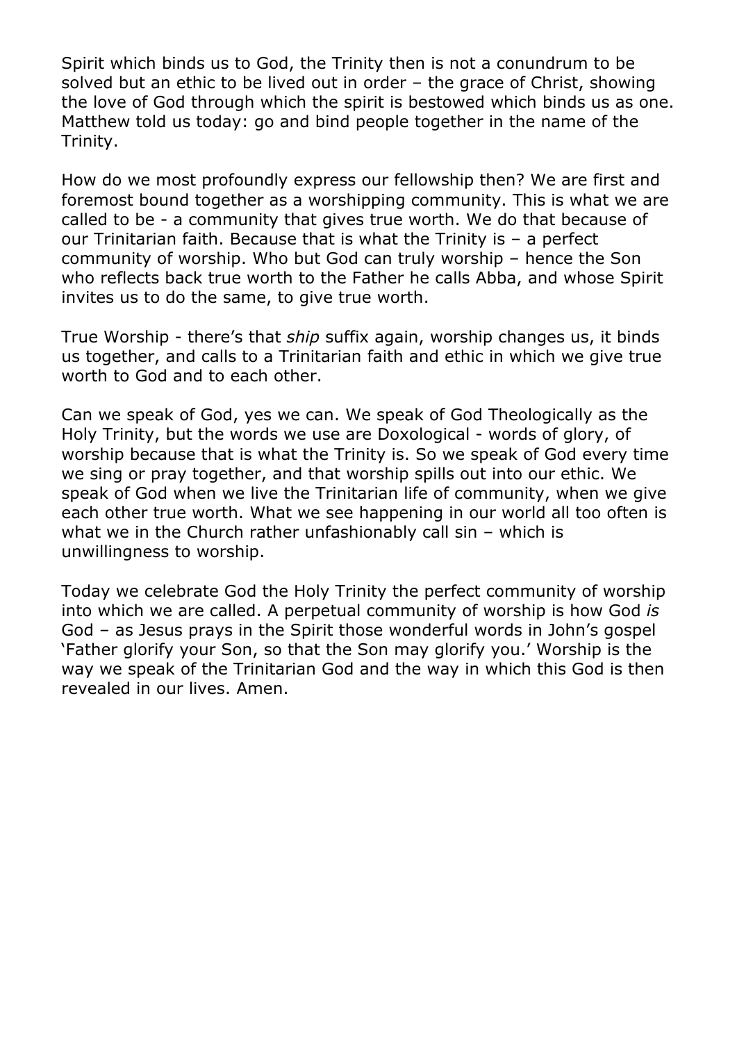Spirit which binds us to God, the Trinity then is not a conundrum to be solved but an ethic to be lived out in order – the grace of Christ, showing the love of God through which the spirit is bestowed which binds us as one. Matthew told us today: go and bind people together in the name of the Trinity.

How do we most profoundly express our fellowship then? We are first and foremost bound together as a worshipping community. This is what we are called to be - a community that gives true worth. We do that because of our Trinitarian faith. Because that is what the Trinity is – a perfect community of worship. Who but God can truly worship – hence the Son who reflects back true worth to the Father he calls Abba, and whose Spirit invites us to do the same, to give true worth.

True Worship - there's that *ship* suffix again, worship changes us, it binds us together, and calls to a Trinitarian faith and ethic in which we give true worth to God and to each other.

Can we speak of God, yes we can. We speak of God Theologically as the Holy Trinity, but the words we use are Doxological - words of glory, of worship because that is what the Trinity is. So we speak of God every time we sing or pray together, and that worship spills out into our ethic. We speak of God when we live the Trinitarian life of community, when we give each other true worth. What we see happening in our world all too often is what we in the Church rather unfashionably call sin – which is unwillingness to worship.

Today we celebrate God the Holy Trinity the perfect community of worship into which we are called. A perpetual community of worship is how God *is* God – as Jesus prays in the Spirit those wonderful words in John's gospel 'Father glorify your Son, so that the Son may glorify you.' Worship is the way we speak of the Trinitarian God and the way in which this God is then revealed in our lives. Amen.